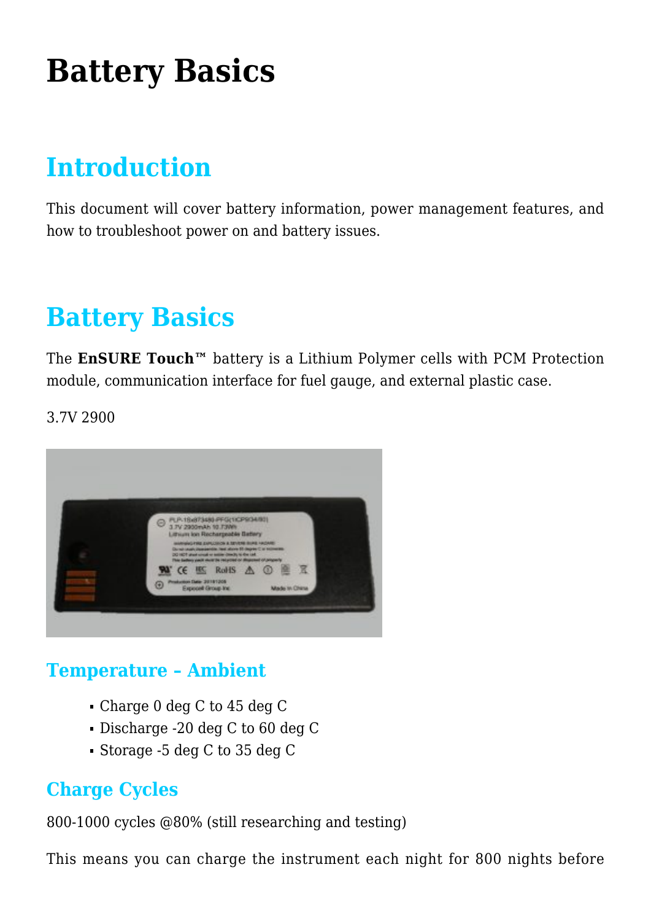# Battery Basics

## Introduction

This document will cover battery information, power management features, and how to troubleshoot power on and battery issues.

## Battery Basics

The **EnSURE Touch™** battery is a Lithium Polymer cells with PCM Protection module, communication interface for fuel gauge, and external plastic case.

3.7V 2900

### Temperature – Ambient

- Charge 0 deg C to 45 deg C
- Discharge -20 deg C to 60 deg C
- Storage -5 deg C to 35 deg C

### Charge Cycles

800-1000 cycles @80% (still researching and testing)

This means you can charge the instrument each night for 800 nights before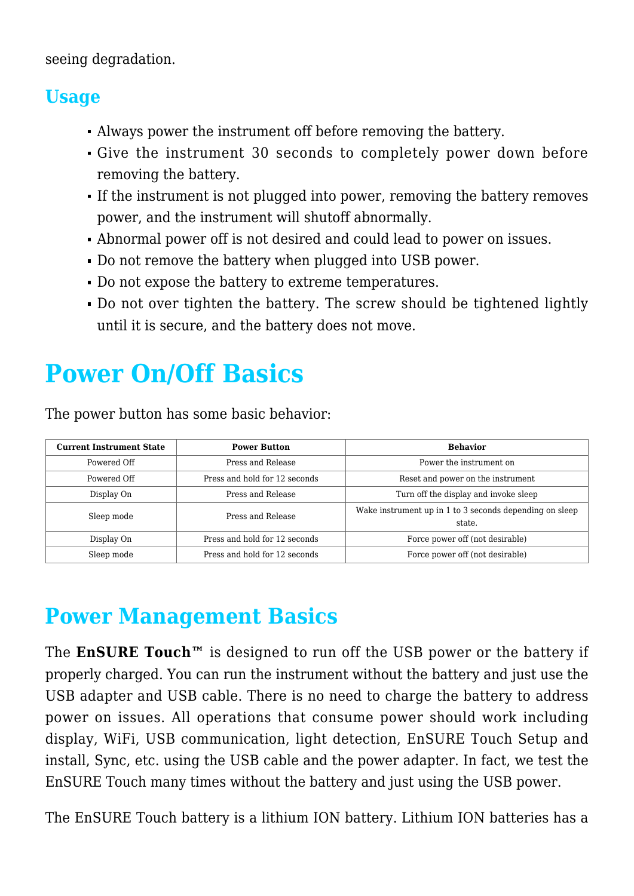seeing degradation.

## Usage

- Always power the instrument off before removing the battery.
- Give the instrument 30 seconds to completely power down before removing the battery.
- If the instrument is not plugged into power, removing the battery removes power, and the instrument will shutoff abnormally.
- Abnormal power off is not desired and could lead to power on issues.
- Do not remove the battery when plugged into USB power.
- Do not expose the battery to extreme temperatures.
- Do not over tighten the battery. The screw should be tightened lightly until it is secure, and the battery does not move.

# Power On/Off Basics

The power button has some basic behavior:

| Current Instrument State | Power Button | Behavior |
|---|---|---|
| Powered Off | Press and Release | Power the instrument on |
| Powered Off | Press and hold for 12 seconds | Reset and power on the instrument |
| Display On | Press and Release | Turn off the display and invoke sleep |
| Sleep mode | Press and Release | Wake instrument up in 1 to 3 seconds depending on sleep state. |
| Display On | Press and hold for 12 seconds | Force power off (not desirable) |
| Sleep mode | Press and hold for 12 seconds | Force power off (not desirable) |

## Power Management Basics

The **EnSURE Touch™** is designed to run off the USB power or the battery if properly charged. You can run the instrument without the battery and just use the USB adapter and USB cable. There is no need to charge the battery to address power on issues. All operations that consume power should work including display, WiFi, USB communication, light detection, EnSURE Touch Setup and install, Sync, etc. using the USB cable and the power adapter. In fact, we test the EnSURE Touch many times without the battery and just using the USB power.

The EnSURE Touch battery is a lithium ION battery. Lithium ION batteries has a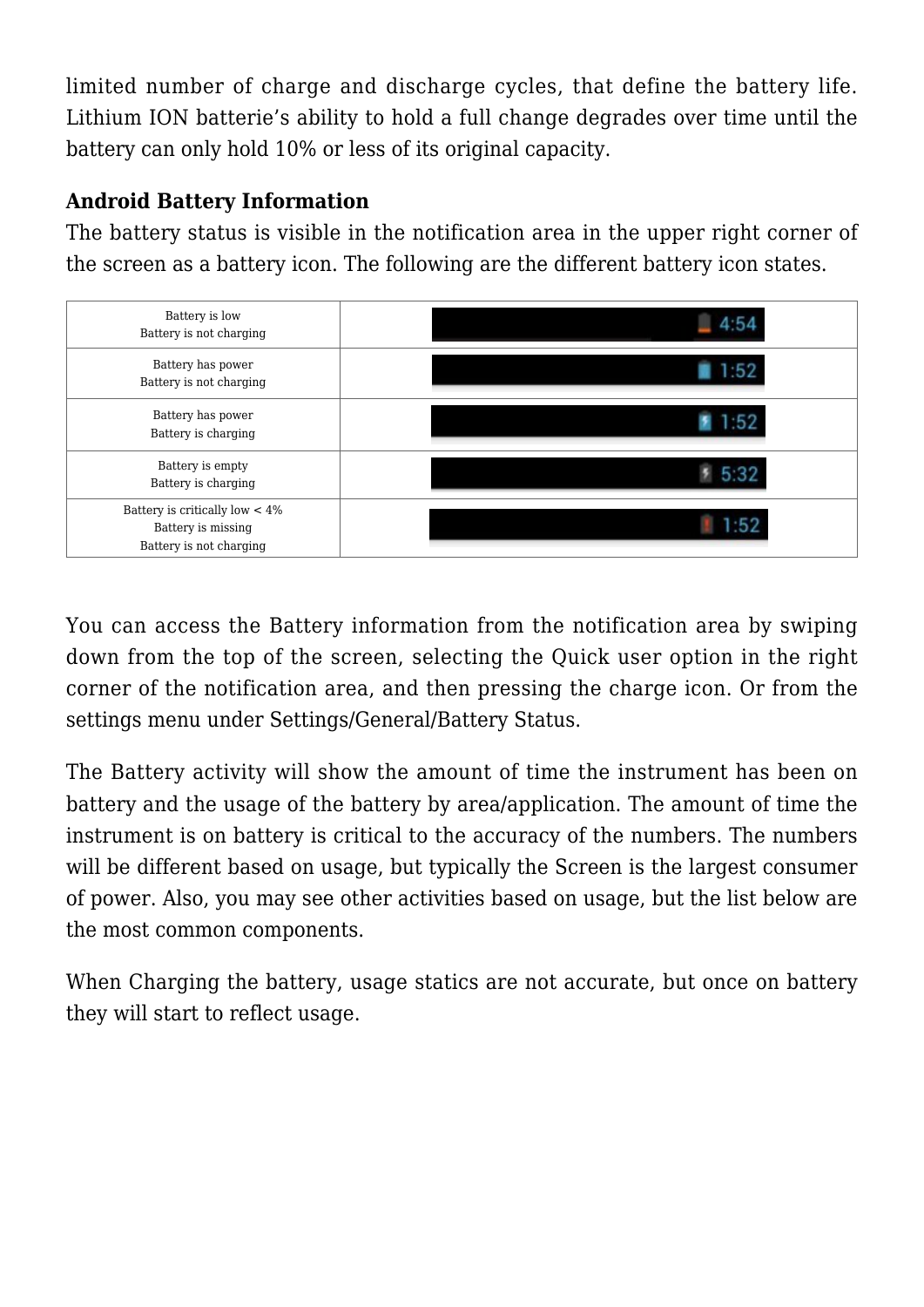limited number of charge and discharge cycles, that define the battery life. Lithium ION batterie's ability to hold a full change degrades over time until the battery can only hold 10% or less of its original capacity.

**Android Battery Information**

The battery status is visible in the notification area in the upper right corner of the screen as a battery icon. The following are the different battery icon states.

| | |
|---|---|
| Battery is low<br>Battery is not charging | 4:54 |
| Battery has power<br>Battery is not charging | 1:52 |
| Battery has power<br>Battery is charging | 1:52 |
| Battery is empty<br>Battery is charging | 5:32 |
| Battery is critically low < 4%<br>Battery is missing<br>Battery is not charging | 1:52 |

You can access the Battery information from the notification area by swiping down from the top of the screen, selecting the Quick user option in the right corner of the notification area, and then pressing the charge icon. Or from the settings menu under Settings/General/Battery Status.

The Battery activity will show the amount of time the instrument has been on battery and the usage of the battery by area/application. The amount of time the instrument is on battery is critical to the accuracy of the numbers. The numbers will be different based on usage, but typically the Screen is the largest consumer of power. Also, you may see other activities based on usage, but the list below are the most common components.

When Charging the battery, usage statics are not accurate, but once on battery they will start to reflect usage.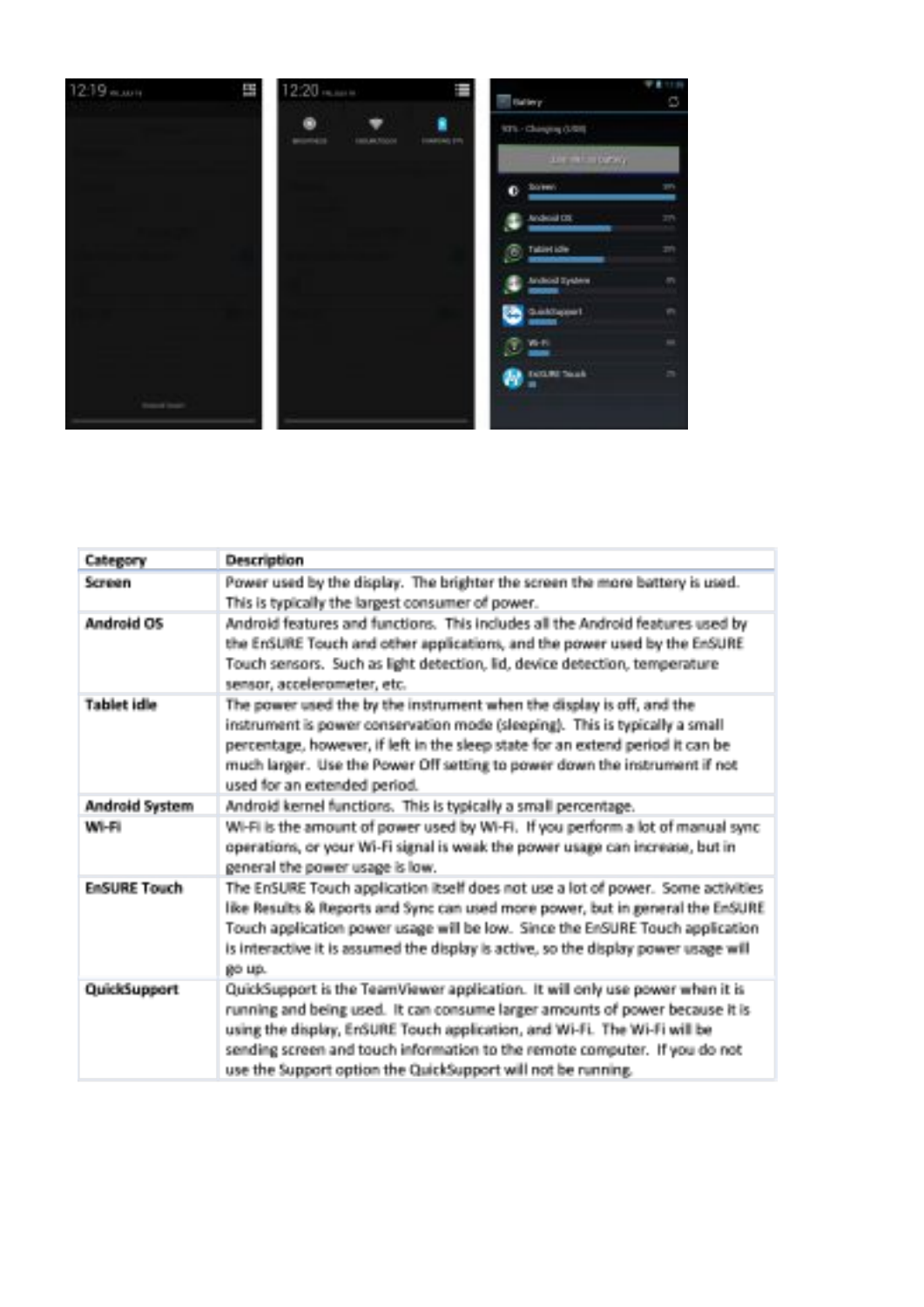| Category | Description |
| --- | --- |
| **Screen** | Power used by the display. The brighter the screen the more battery is used. This is typically the largest consumer of power. |
| **Android OS** | Android features and functions. This includes all the Android features used by the EnSURE Touch and other applications, and the power used by the EnSURE Touch sensors. Such as light detection, lid, device detection, temperature sensor, accelerometer, etc. |
| **Tablet idle** | The power used the by the instrument when the display is off, and the instrument is power conservation mode (sleeping). This is typically a small percentage, however, if left in the sleep state for an extend period it can be much larger. Use the Power Off setting to power down the instrument if not used for an extended period. |
| **Android System** | Android kernel functions. This is typically a small percentage. |
| **Wi-Fi** | Wi-Fi is the amount of power used by Wi-Fi. If you perform a lot of manual sync operations, or your Wi-Fi signal is weak the power usage can increase, but in general the power usage is low. |
| **EnSURE Touch** | The EnSURE Touch application itself does not use a lot of power. Some activities like Results & Reports and Sync can used more power, but in general the EnSURE Touch application power usage will be low. Since the EnSURE Touch application is interactive it is assumed the display is active, so the display power usage will go up. |
| **QuickSupport** | QuickSupport is the TeamViewer application. It will only use power when it is running and being used. It can consume larger amounts of power because it is using the display, EnSURE Touch application, and Wi-Fi. The Wi-Fi will be sending screen and touch information to the remote computer. If you do not use the Support option the QuickSupport will not be running. |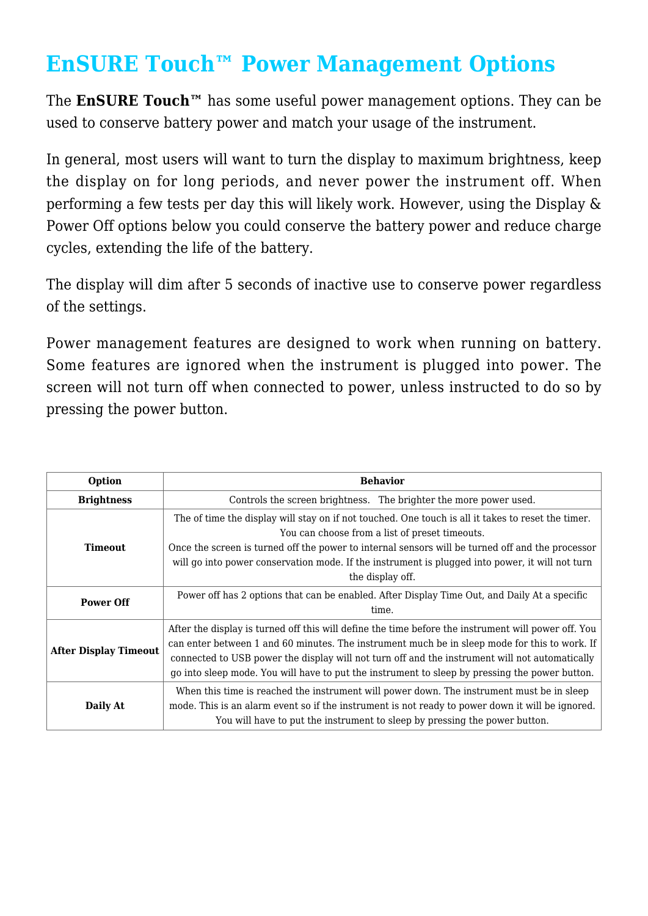# EnSURE Touch™ Power Management Options

The **EnSURE Touch™** has some useful power management options. They can be used to conserve battery power and match your usage of the instrument.

In general, most users will want to turn the display to maximum brightness, keep the display on for long periods, and never power the instrument off. When performing a few tests per day this will likely work. However, using the Display & Power Off options below you could conserve the battery power and reduce charge cycles, extending the life of the battery.

The display will dim after 5 seconds of inactive use to conserve power regardless of the settings.

Power management features are designed to work when running on battery. Some features are ignored when the instrument is plugged into power. The screen will not turn off when connected to power, unless instructed to do so by pressing the power button.

| Option | Behavior |
|---|---|
| **Brightness** | Controls the screen brightness. The brighter the more power used. |
| **Timeout** | The of time the display will stay on if not touched. One touch is all it takes to reset the timer. You can choose from a list of preset timeouts.<br>Once the screen is turned off the power to internal sensors will be turned off and the processor will go into power conservation mode. If the instrument is plugged into power, it will not turn the display off. |
| **Power Off** | Power off has 2 options that can be enabled. After Display Time Out, and Daily At a specific time. |
| **After Display Timeout** | After the display is turned off this will define the time before the instrument will power off. You can enter between 1 and 60 minutes. The instrument much be in sleep mode for this to work. If connected to USB power the display will not turn off and the instrument will not automatically go into sleep mode. You will have to put the instrument to sleep by pressing the power button. |
| **Daily At** | When this time is reached the instrument will power down. The instrument must be in sleep mode. This is an alarm event so if the instrument is not ready to power down it will be ignored. You will have to put the instrument to sleep by pressing the power button. |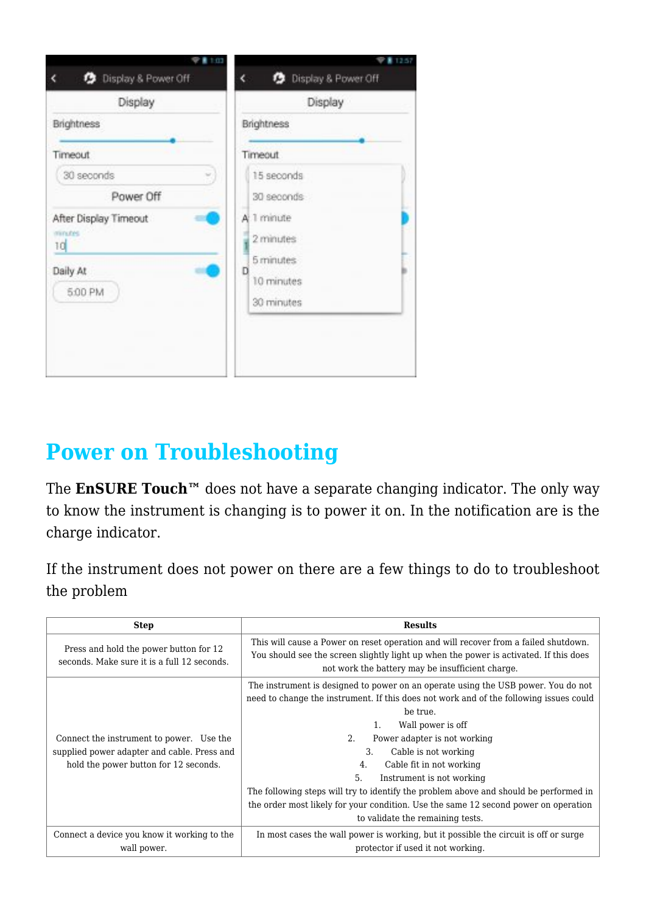# Power on Troubleshooting

The **EnSURE Touch™** does not have a separate changing indicator. The only way to know the instrument is changing is to power it on. In the notification are is the charge indicator.

If the instrument does not power on there are a few things to do to troubleshoot the problem

| Step | Results |
|---|---|
| Press and hold the power button for 12 seconds. Make sure it is a full 12 seconds. | This will cause a Power on reset operation and will recover from a failed shutdown. You should see the screen slightly light up when the power is activated. If this does not work the battery may be insufficient charge. |
| Connect the instrument to power. Use the supplied power adapter and cable. Press and hold the power button for 12 seconds. | The instrument is designed to power on an operate using the USB power. You do not need to change the instrument. If this does not work and of the following issues could be true.<br>1. Wall power is off<br>2. Power adapter is not working<br>3. Cable is not working<br>4. Cable fit in not working<br>5. Instrument is not working<br>The following steps will try to identify the problem above and should be performed in the order most likely for your condition. Use the same 12 second power on operation to validate the remaining tests. |
| Connect a device you know it working to the wall power. | In most cases the wall power is working, but it possible the circuit is off or surge protector if used it not working. |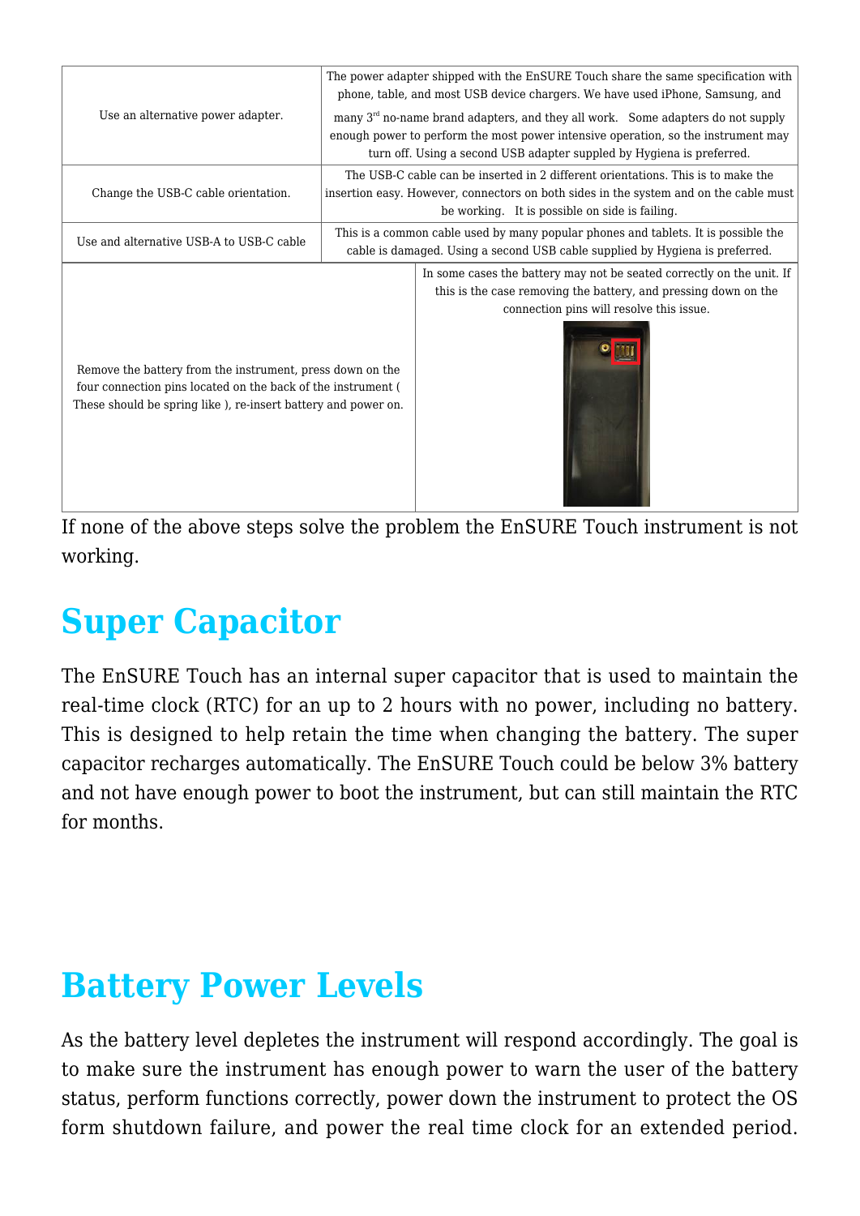| | |
|---|---|
| Use an alternative power adapter. | The power adapter shipped with the EnSURE Touch share the same specification with phone, table, and most USB device chargers. We have used iPhone, Samsung, and many 3rd no-name brand adapters, and they all work. Some adapters do not supply enough power to perform the most power intensive operation, so the instrument may turn off. Using a second USB adapter suppled by Hygiena is preferred. |
| Change the USB-C cable orientation. | The USB-C cable can be inserted in 2 different orientations. This is to make the insertion easy. However, connectors on both sides in the system and on the cable must be working. It is possible on side is failing. |
| Use and alternative USB-A to USB-C cable | This is a common cable used by many popular phones and tablets. It is possible the cable is damaged. Using a second USB cable supplied by Hygiena is preferred. |
| Remove the battery from the instrument, press down on the four connection pins located on the back of the instrument ( These should be spring like ), re-insert battery and power on. | In some cases the battery may not be seated correctly on the unit. If this is the case removing the battery, and pressing down on the connection pins will resolve this issue. |

If none of the above steps solve the problem the EnSURE Touch instrument is not working.

# Super Capacitor

The EnSURE Touch has an internal super capacitor that is used to maintain the real-time clock (RTC) for an up to 2 hours with no power, including no battery. This is designed to help retain the time when changing the battery. The super capacitor recharges automatically. The EnSURE Touch could be below 3% battery and not have enough power to boot the instrument, but can still maintain the RTC for months.

# Battery Power Levels

As the battery level depletes the instrument will respond accordingly. The goal is to make sure the instrument has enough power to warn the user of the battery status, perform functions correctly, power down the instrument to protect the OS form shutdown failure, and power the real time clock for an extended period.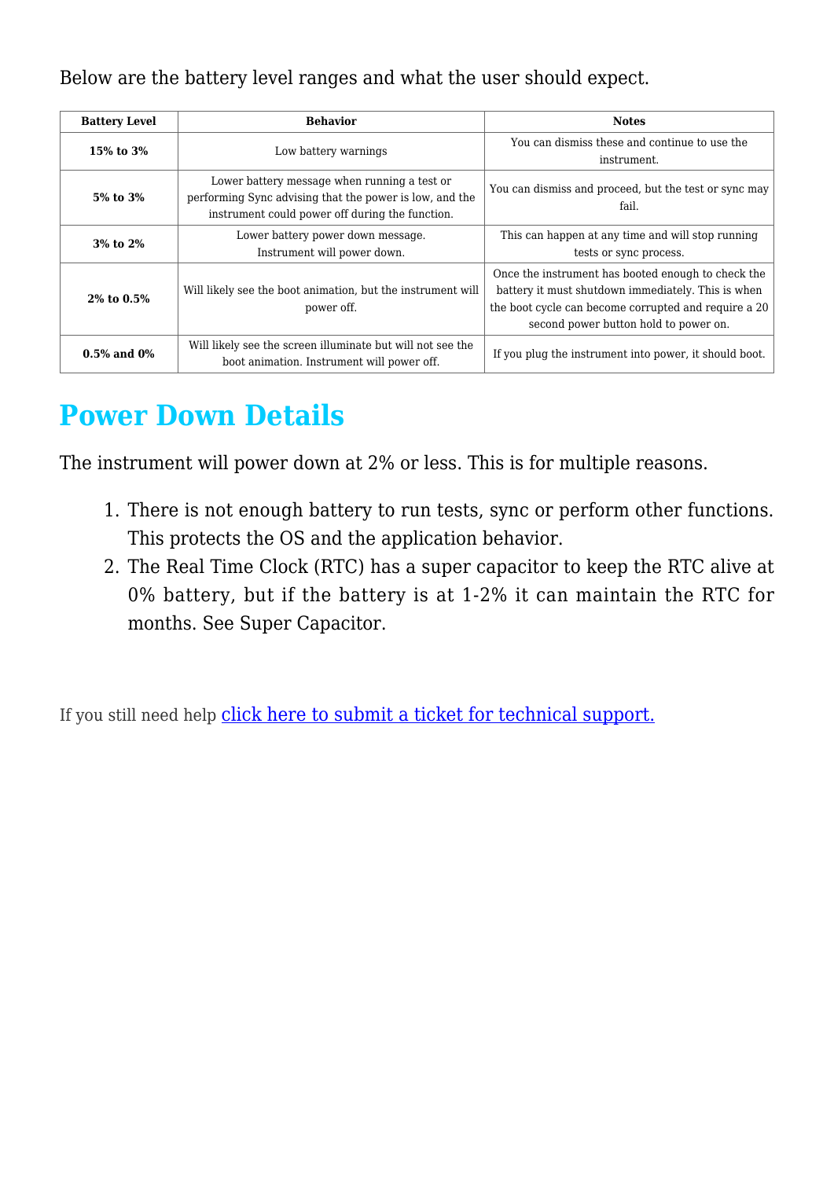Below are the battery level ranges and what the user should expect.

| Battery Level | Behavior | Notes |
|---|---|---|
| **15% to 3%** | Low battery warnings | You can dismiss these and continue to use the instrument. |
| **5% to 3%** | Lower battery message when running a test or performing Sync advising that the power is low, and the instrument could power off during the function. | You can dismiss and proceed, but the test or sync may fail. |
| **3% to 2%** | Lower battery power down message. Instrument will power down. | This can happen at any time and will stop running tests or sync process. |
| **2% to 0.5%** | Will likely see the boot animation, but the instrument will power off. | Once the instrument has booted enough to check the battery it must shutdown immediately. This is when the boot cycle can become corrupted and require a 20 second power button hold to power on. |
| **0.5% and 0%** | Will likely see the screen illuminate but will not see the boot animation. Instrument will power off. | If you plug the instrument into power, it should boot. |

# Power Down Details

The instrument will power down at 2% or less. This is for multiple reasons.

1. There is not enough battery to run tests, sync or perform other functions. This protects the OS and the application behavior.
2. The Real Time Clock (RTC) has a super capacitor to keep the RTC alive at 0% battery, but if the battery is at 1-2% it can maintain the RTC for months. See Super Capacitor.

If you still need help [click here to submit a ticket for technical support.]